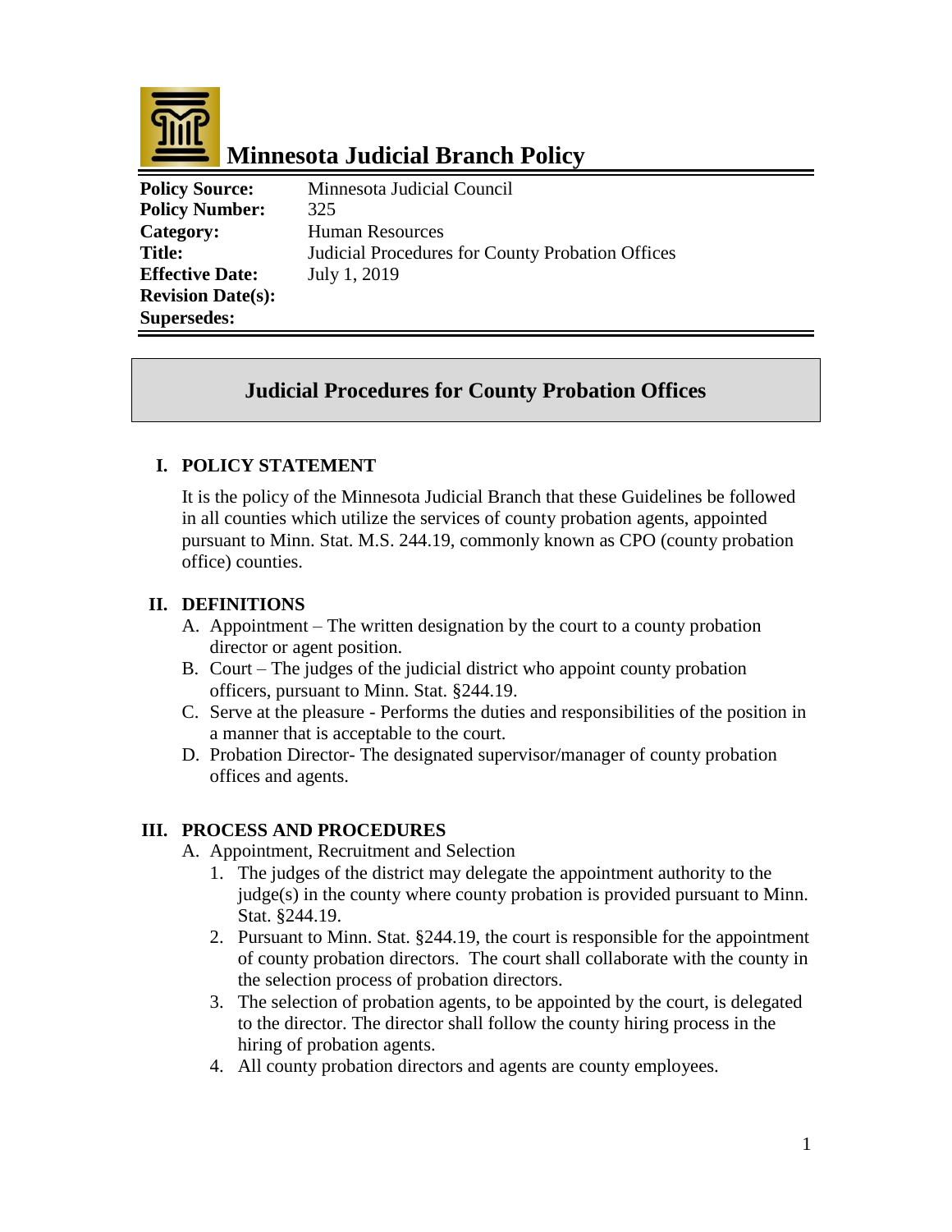# Minnesota Judicial Branch Policy

| | |
|---|---|
| **Policy Source:** | Minnesota Judicial Council |
| **Policy Number:** | 325 |
| **Category:** | Human Resources |
| **Title:** | Judicial Procedures for County Probation Offices |
| **Effective Date:** | July 1, 2019 |
| **Revision Date(s):** | |
| **Supersedes:** | |

## Judicial Procedures for County Probation Offices

### I. POLICY STATEMENT

It is the policy of the Minnesota Judicial Branch that these Guidelines be followed in all counties which utilize the services of county probation agents, appointed pursuant to Minn. Stat. M.S. 244.19, commonly known as CPO (county probation office) counties.

### II. DEFINITIONS

A. Appointment – The written designation by the court to a county probation director or agent position.

B. Court – The judges of the judicial district who appoint county probation officers, pursuant to Minn. Stat. §244.19.

C. Serve at the pleasure - Performs the duties and responsibilities of the position in a manner that is acceptable to the court.

D. Probation Director- The designated supervisor/manager of county probation offices and agents.

### III. PROCESS AND PROCEDURES

A. Appointment, Recruitment and Selection

1. The judges of the district may delegate the appointment authority to the judge(s) in the county where county probation is provided pursuant to Minn. Stat. §244.19.
2. Pursuant to Minn. Stat. §244.19, the court is responsible for the appointment of county probation directors. The court shall collaborate with the county in the selection process of probation directors.
3. The selection of probation agents, to be appointed by the court, is delegated to the director. The director shall follow the county hiring process in the hiring of probation agents.
4. All county probation directors and agents are county employees.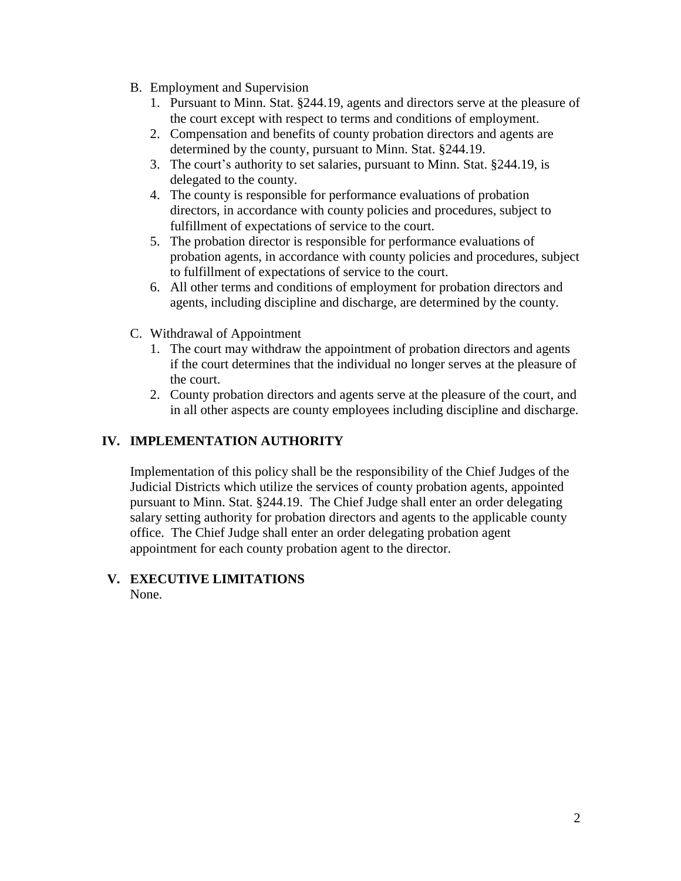B. Employment and Supervision
   1. Pursuant to Minn. Stat. §244.19, agents and directors serve at the pleasure of the court except with respect to terms and conditions of employment.
   2. Compensation and benefits of county probation directors and agents are determined by the county, pursuant to Minn. Stat. §244.19.
   3. The court's authority to set salaries, pursuant to Minn. Stat. §244.19, is delegated to the county.
   4. The county is responsible for performance evaluations of probation directors, in accordance with county policies and procedures, subject to fulfillment of expectations of service to the court.
   5. The probation director is responsible for performance evaluations of probation agents, in accordance with county policies and procedures, subject to fulfillment of expectations of service to the court.
   6. All other terms and conditions of employment for probation directors and agents, including discipline and discharge, are determined by the county.

C. Withdrawal of Appointment
   1. The court may withdraw the appointment of probation directors and agents if the court determines that the individual no longer serves at the pleasure of the court.
   2. County probation directors and agents serve at the pleasure of the court, and in all other aspects are county employees including discipline and discharge.

## IV. IMPLEMENTATION AUTHORITY

Implementation of this policy shall be the responsibility of the Chief Judges of the Judicial Districts which utilize the services of county probation agents, appointed pursuant to Minn. Stat. §244.19. The Chief Judge shall enter an order delegating salary setting authority for probation directors and agents to the applicable county office. The Chief Judge shall enter an order delegating probation agent appointment for each county probation agent to the director.

## V. EXECUTIVE LIMITATIONS

None.